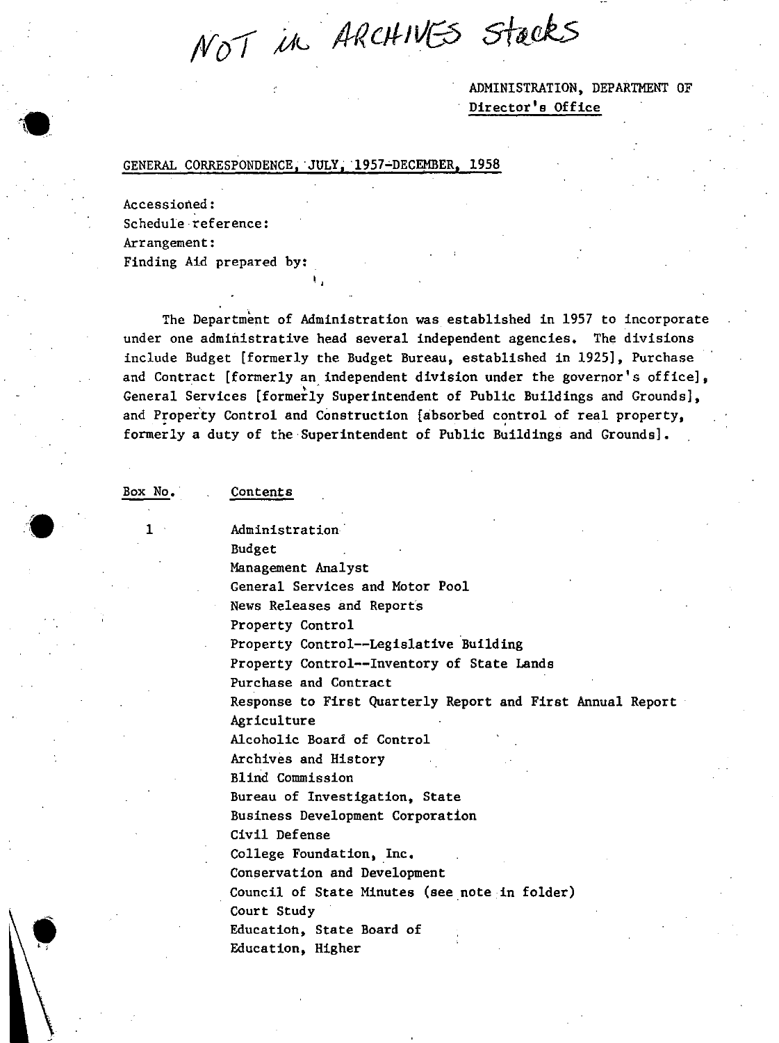NOT in ARCHIVES Stacks

ADMINISTRATION, DEPARTMENT OF
Director's Office

GENERAL CORRESPONDENCE, JULY, 1957-DECEMBER, 1958

Accessioned:
Schedule reference:
Arrangement:
Finding Aid prepared by:

The Department of Administration was established in 1957 to incorporate under one administrative head several independent agencies. The divisions include Budget [formerly the Budget Bureau, established in 1925], Purchase and Contract [formerly an independent division under the governor's office], General Services [formerly Superintendent of Public Buildings and Grounds], and Property Control and Construction [absorbed control of real property, formerly a duty of the Superintendent of Public Buildings and Grounds].

| Box No. | Contents |
|---|---|
| 1 | Administration |
| | Budget |
| | Management Analyst |
| | General Services and Motor Pool |
| | News Releases and Reports |
| | Property Control |
| | Property Control--Legislative Building |
| | Property Control--Inventory of State Lands |
| | Purchase and Contract |
| | Response to First Quarterly Report and First Annual Report |
| | Agriculture |
| | Alcoholic Board of Control |
| | Archives and History |
| | Blind Commission |
| | Bureau of Investigation, State |
| | Business Development Corporation |
| | Civil Defense |
| | College Foundation, Inc. |
| | Conservation and Development |
| | Council of State Minutes (see note in folder) |
| | Court Study |
| | Education, State Board of |
| | Education, Higher |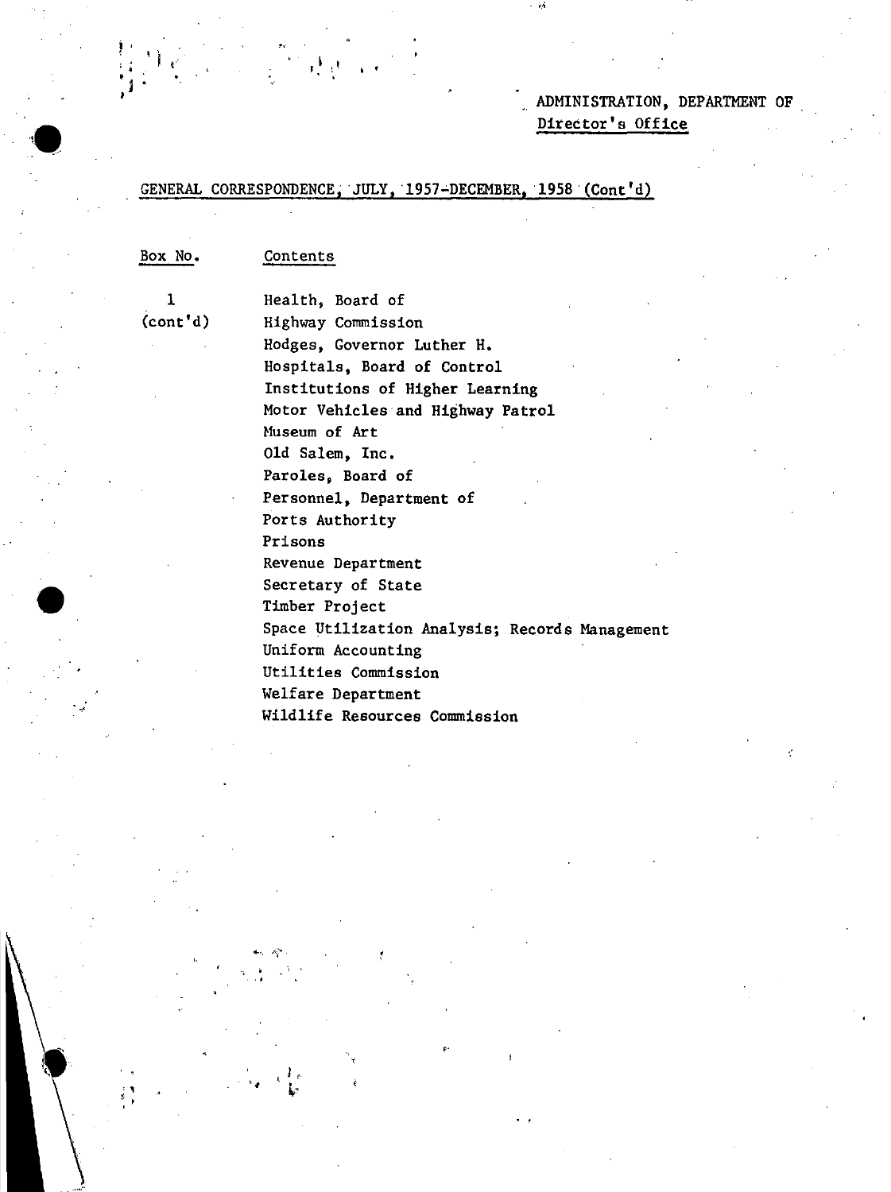ADMINISTRATION, DEPARTMENT OF
Director's Office

GENERAL CORRESPONDENCE, JULY, 1957-DECEMBER, 1958 (Cont'd)

| Box No. | Contents |
|---|---|
| 1 (cont'd) | Health, Board of |
| | Highway Commission |
| | Hodges, Governor Luther H. |
| | Hospitals, Board of Control |
| | Institutions of Higher Learning |
| | Motor Vehicles and Highway Patrol |
| | Museum of Art |
| | Old Salem, Inc. |
| | Paroles, Board of |
| | Personnel, Department of |
| | Ports Authority |
| | Prisons |
| | Revenue Department |
| | Secretary of State |
| | Timber Project |
| | Space Utilization Analysis; Records Management |
| | Uniform Accounting |
| | Utilities Commission |
| | Welfare Department |
| | Wildlife Resources Commission |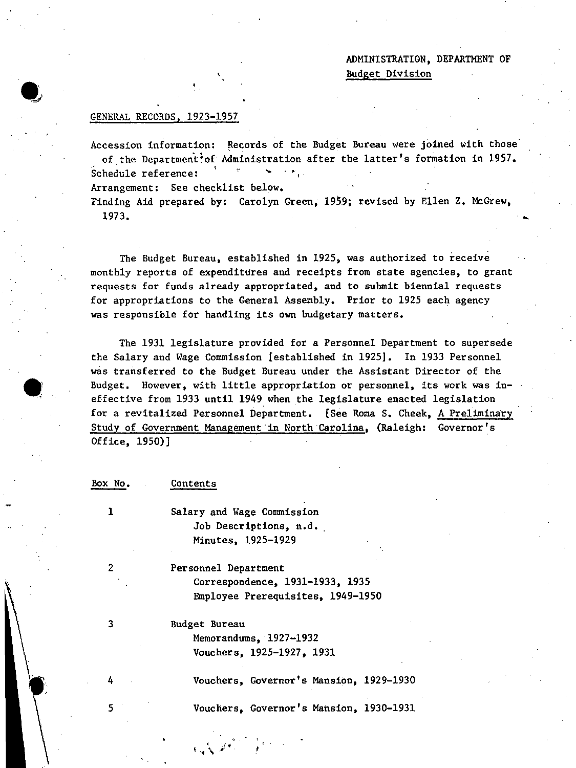ADMINISTRATION, DEPARTMENT OF
Budget Division

## GENERAL RECORDS, 1923-1957

Accession information: Records of the Budget Bureau were joined with those of the Department of Administration after the latter's formation in 1957.
Schedule reference:
Arrangement: See checklist below.
Finding Aid prepared by: Carolyn Green, 1959; revised by Ellen Z. McGrew, 1973.

The Budget Bureau, established in 1925, was authorized to receive monthly reports of expenditures and receipts from state agencies, to grant requests for funds already appropriated, and to submit biennial requests for appropriations to the General Assembly. Prior to 1925 each agency was responsible for handling its own budgetary matters.

The 1931 legislature provided for a Personnel Department to supersede the Salary and Wage Commission [established in 1925]. In 1933 Personnel was transferred to the Budget Bureau under the Assistant Director of the Budget. However, with little appropriation or personnel, its work was ineffective from 1933 until 1949 when the legislature enacted legislation for a revitalized Personnel Department. [See Roma S. Cheek, A Preliminary Study of Government Management in North Carolina, (Raleigh: Governor's Office, 1950)]

| Box No. | Contents |
|---|---|
| 1 | Salary and Wage Commission<br>Job Descriptions, n.d.<br>Minutes, 1925-1929 |
| 2 | Personnel Department<br>Correspondence, 1931-1933, 1935<br>Employee Prerequisites, 1949-1950 |
| 3 | Budget Bureau<br>Memorandums, 1927-1932<br>Vouchers, 1925-1927, 1931 |
| 4 | Vouchers, Governor's Mansion, 1929-1930 |
| 5 | Vouchers, Governor's Mansion, 1930-1931 |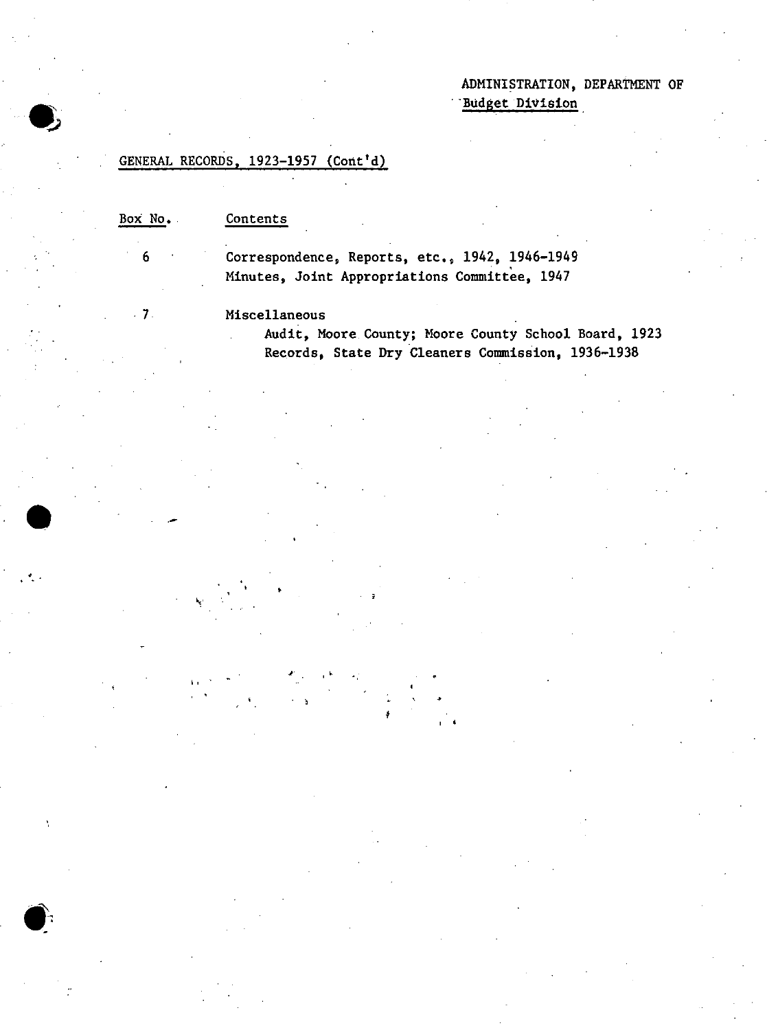ADMINISTRATION, DEPARTMENT OF
Budget Division

GENERAL RECORDS, 1923-1957 (Cont'd)

| Box No. | Contents |
| --- | --- |
| 6 | Correspondence, Reports, etc., 1942, 1946-1949 |
| | Minutes, Joint Appropriations Committee, 1947 |
| 7 | Miscellaneous |
| | Audit, Moore County; Moore County School Board, 1923 |
| | Records, State Dry Cleaners Commission, 1936-1938 |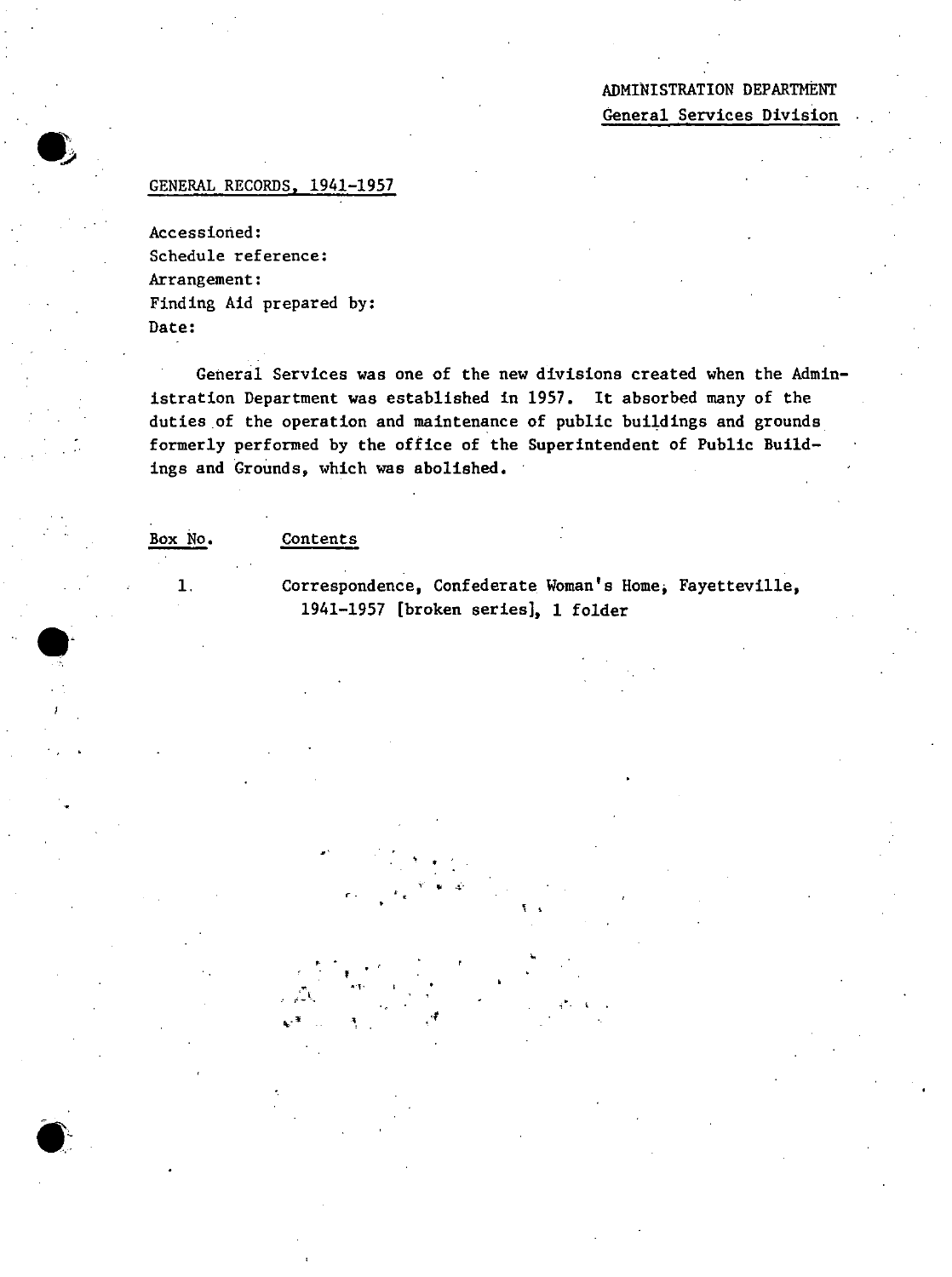ADMINISTRATION DEPARTMENT
General Services Division

## GENERAL RECORDS, 1941-1957

Accessioned:
Schedule reference:
Arrangement:
Finding Aid prepared by:
Date:

General Services was one of the new divisions created when the Administration Department was established in 1957. It absorbed many of the duties of the operation and maintenance of public buildings and grounds formerly performed by the office of the Superintendent of Public Buildings and Grounds, which was abolished.

| Box No. | Contents |
| --- | --- |
| 1. | Correspondence, Confederate Woman's Home, Fayetteville, 1941-1957 [broken series], 1 folder |